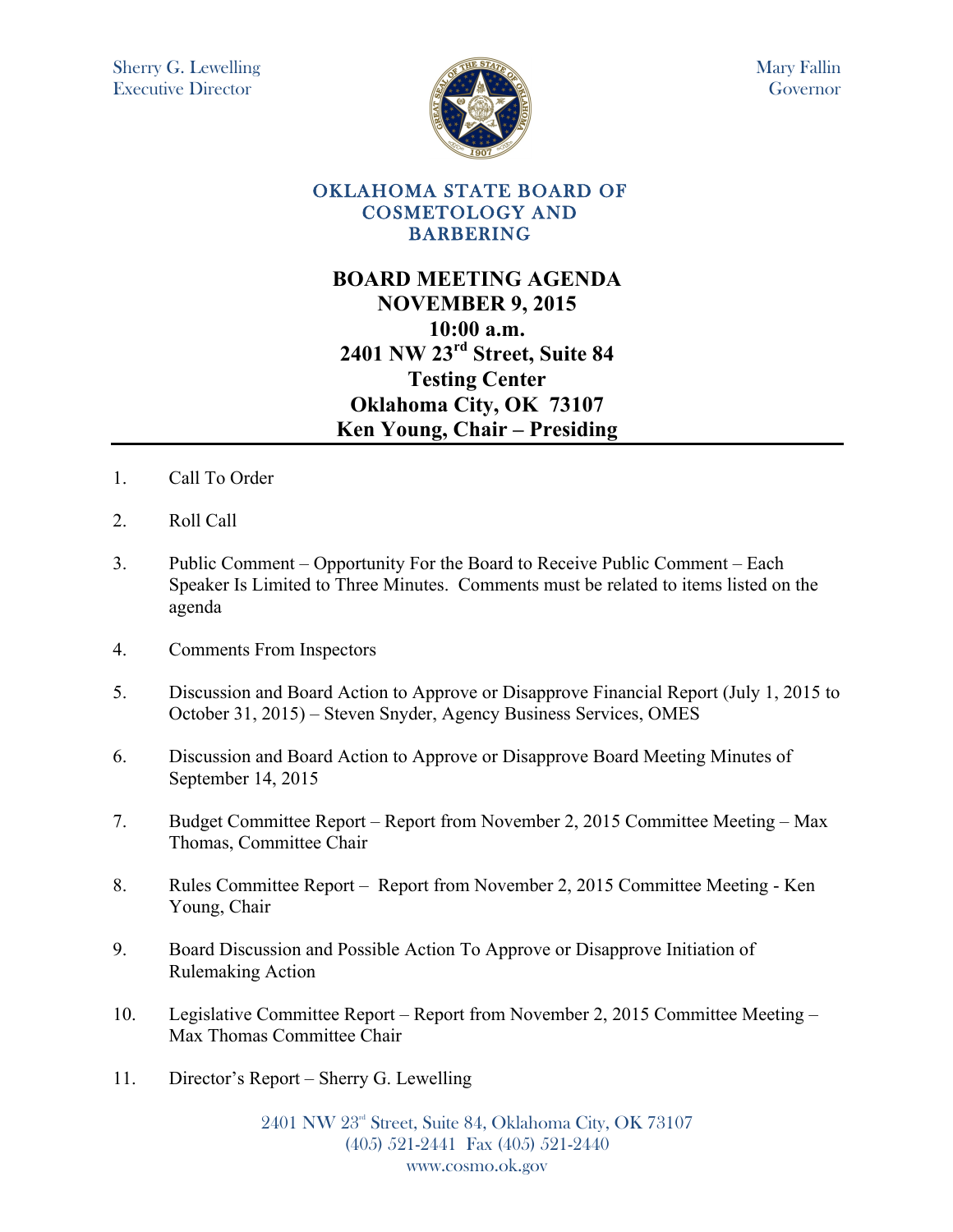Sherry G. Lewelling
Executive Director

Mary Fallin
Governor

## OKLAHOMA STATE BOARD OF COSMETOLOGY AND BARBERING

# BOARD MEETING AGENDA
# NOVEMBER 9, 2015
# 10:00 a.m.
# 2401 NW 23rd Street, Suite 84
# Testing Center
# Oklahoma City, OK 73107
# Ken Young, Chair – Presiding

---

1. Call To Order

2. Roll Call

3. Public Comment – Opportunity For the Board to Receive Public Comment – Each Speaker Is Limited to Three Minutes. Comments must be related to items listed on the agenda

4. Comments From Inspectors

5. Discussion and Board Action to Approve or Disapprove Financial Report (July 1, 2015 to October 31, 2015) – Steven Snyder, Agency Business Services, OMES

6. Discussion and Board Action to Approve or Disapprove Board Meeting Minutes of September 14, 2015

7. Budget Committee Report – Report from November 2, 2015 Committee Meeting – Max Thomas, Committee Chair

8. Rules Committee Report – Report from November 2, 2015 Committee Meeting - Ken Young, Chair

9. Board Discussion and Possible Action To Approve or Disapprove Initiation of Rulemaking Action

10. Legislative Committee Report – Report from November 2, 2015 Committee Meeting – Max Thomas Committee Chair

11. Director's Report – Sherry G. Lewelling

2401 NW 23rd Street, Suite 84, Oklahoma City, OK 73107
(405) 521-2441 Fax (405) 521-2440
www.cosmo.ok.gov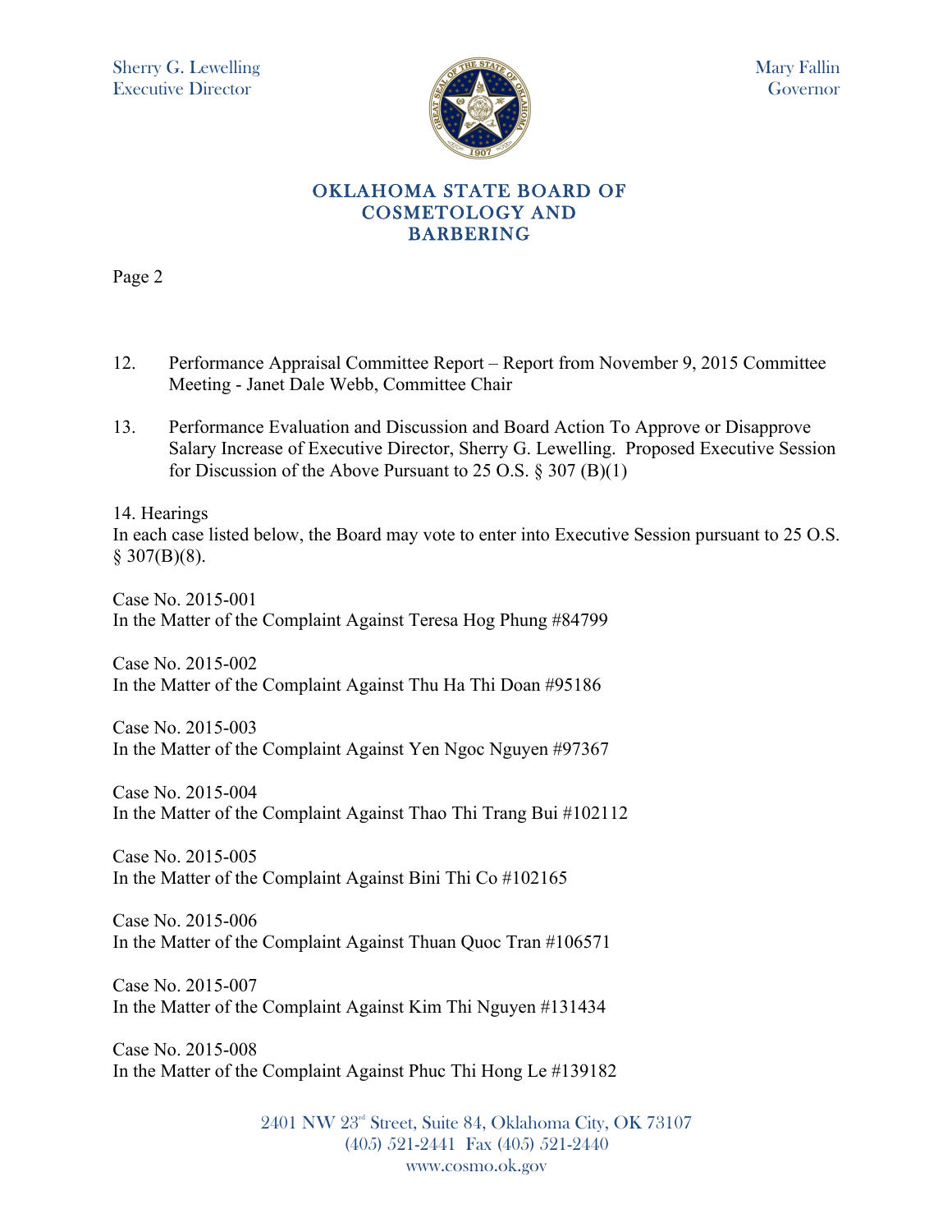12. Performance Appraisal Committee Report – Report from November 9, 2015 Committee Meeting - Janet Dale Webb, Committee Chair

13. Performance Evaluation and Discussion and Board Action To Approve or Disapprove Salary Increase of Executive Director, Sherry G. Lewelling. Proposed Executive Session for Discussion of the Above Pursuant to 25 O.S. § 307 (B)(1)

14. Hearings
In each case listed below, the Board may vote to enter into Executive Session pursuant to 25 O.S. § 307(B)(8).

Case No. 2015-001
In the Matter of the Complaint Against Teresa Hog Phung #84799

Case No. 2015-002
In the Matter of the Complaint Against Thu Ha Thi Doan #95186

Case No. 2015-003
In the Matter of the Complaint Against Yen Ngoc Nguyen #97367

Case No. 2015-004
In the Matter of the Complaint Against Thao Thi Trang Bui #102112

Case No. 2015-005
In the Matter of the Complaint Against Bini Thi Co #102165

Case No. 2015-006
In the Matter of the Complaint Against Thuan Quoc Tran #106571

Case No. 2015-007
In the Matter of the Complaint Against Kim Thi Nguyen #131434

Case No. 2015-008
In the Matter of the Complaint Against Phuc Thi Hong Le #139182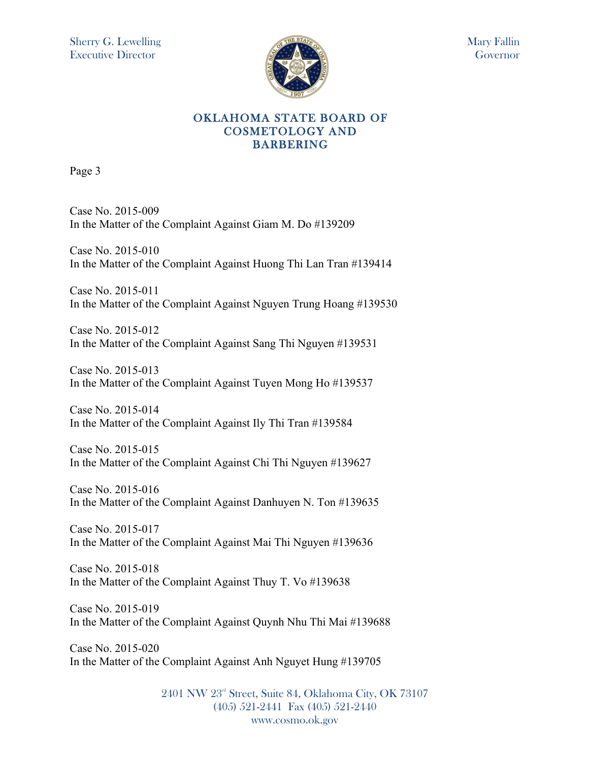Case No. 2015-009
In the Matter of the Complaint Against Giam M. Do #139209

Case No. 2015-010
In the Matter of the Complaint Against Huong Thi Lan Tran #139414

Case No. 2015-011
In the Matter of the Complaint Against Nguyen Trung Hoang #139530

Case No. 2015-012
In the Matter of the Complaint Against Sang Thi Nguyen #139531

Case No. 2015-013
In the Matter of the Complaint Against Tuyen Mong Ho #139537

Case No. 2015-014
In the Matter of the Complaint Against Ily Thi Tran #139584

Case No. 2015-015
In the Matter of the Complaint Against Chi Thi Nguyen #139627

Case No. 2015-016
In the Matter of the Complaint Against Danhuyen N. Ton #139635

Case No. 2015-017
In the Matter of the Complaint Against Mai Thi Nguyen #139636

Case No. 2015-018
In the Matter of the Complaint Against Thuy T. Vo #139638

Case No. 2015-019
In the Matter of the Complaint Against Quynh Nhu Thi Mai #139688

Case No. 2015-020
In the Matter of the Complaint Against Anh Nguyet Hung #139705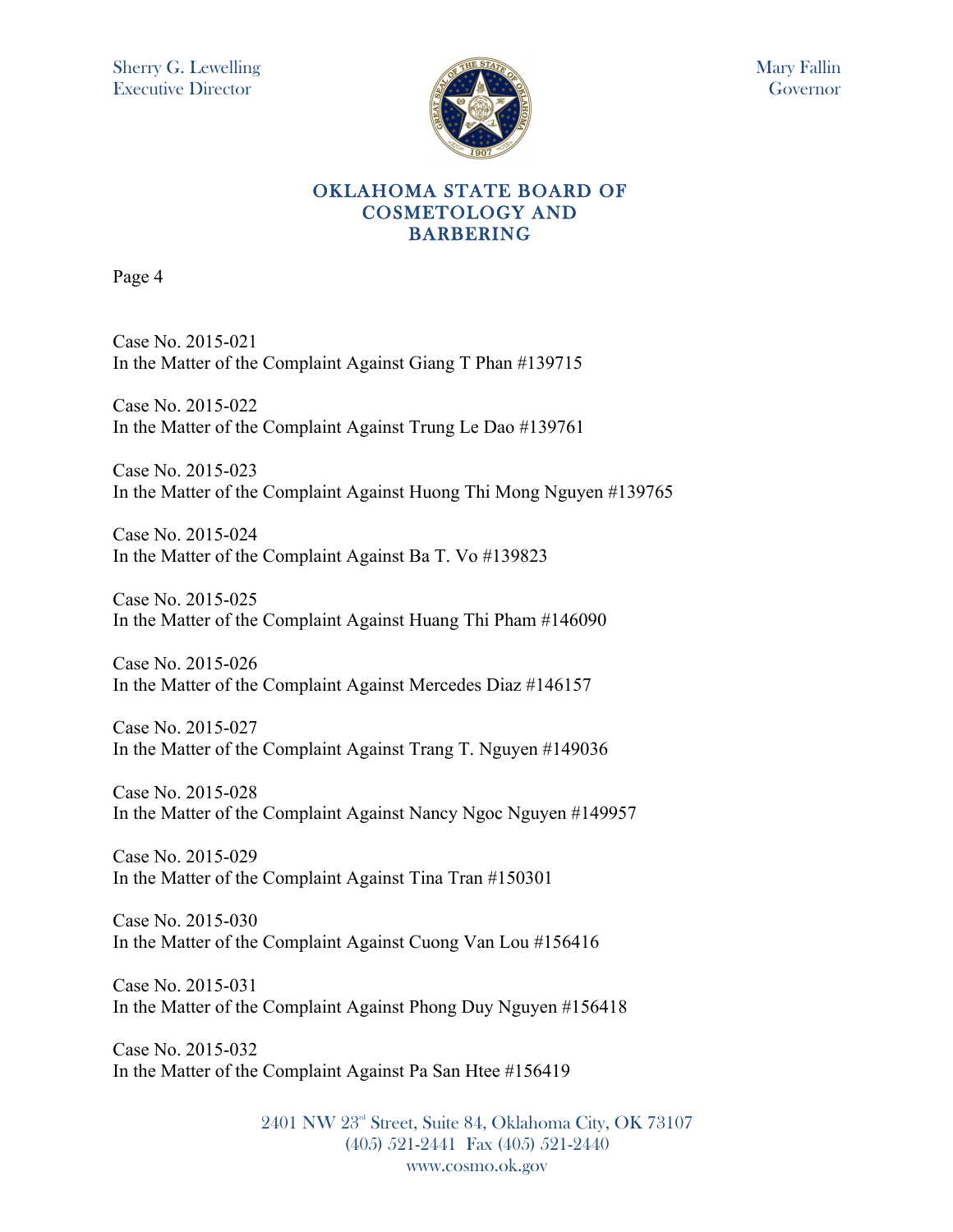Case No. 2015-021
In the Matter of the Complaint Against Giang T Phan #139715

Case No. 2015-022
In the Matter of the Complaint Against Trung Le Dao #139761

Case No. 2015-023
In the Matter of the Complaint Against Huong Thi Mong Nguyen #139765

Case No. 2015-024
In the Matter of the Complaint Against Ba T. Vo #139823

Case No. 2015-025
In the Matter of the Complaint Against Huang Thi Pham #146090

Case No. 2015-026
In the Matter of the Complaint Against Mercedes Diaz #146157

Case No. 2015-027
In the Matter of the Complaint Against Trang T. Nguyen #149036

Case No. 2015-028
In the Matter of the Complaint Against Nancy Ngoc Nguyen #149957

Case No. 2015-029
In the Matter of the Complaint Against Tina Tran #150301

Case No. 2015-030
In the Matter of the Complaint Against Cuong Van Lou #156416

Case No. 2015-031
In the Matter of the Complaint Against Phong Duy Nguyen #156418

Case No. 2015-032
In the Matter of the Complaint Against Pa San Htee #156419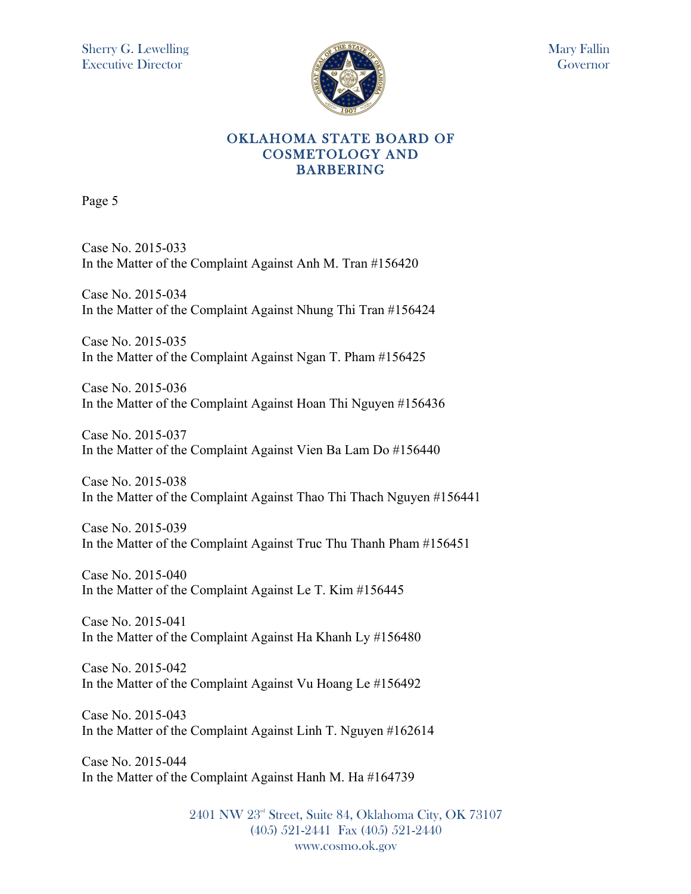Case No. 2015-033
In the Matter of the Complaint Against Anh M. Tran #156420

Case No. 2015-034
In the Matter of the Complaint Against Nhung Thi Tran #156424

Case No. 2015-035
In the Matter of the Complaint Against Ngan T. Pham #156425

Case No. 2015-036
In the Matter of the Complaint Against Hoan Thi Nguyen #156436

Case No. 2015-037
In the Matter of the Complaint Against Vien Ba Lam Do #156440

Case No. 2015-038
In the Matter of the Complaint Against Thao Thi Thach Nguyen #156441

Case No. 2015-039
In the Matter of the Complaint Against Truc Thu Thanh Pham #156451

Case No. 2015-040
In the Matter of the Complaint Against Le T. Kim #156445

Case No. 2015-041
In the Matter of the Complaint Against Ha Khanh Ly #156480

Case No. 2015-042
In the Matter of the Complaint Against Vu Hoang Le #156492

Case No. 2015-043
In the Matter of the Complaint Against Linh T. Nguyen #162614

Case No. 2015-044
In the Matter of the Complaint Against Hanh M. Ha #164739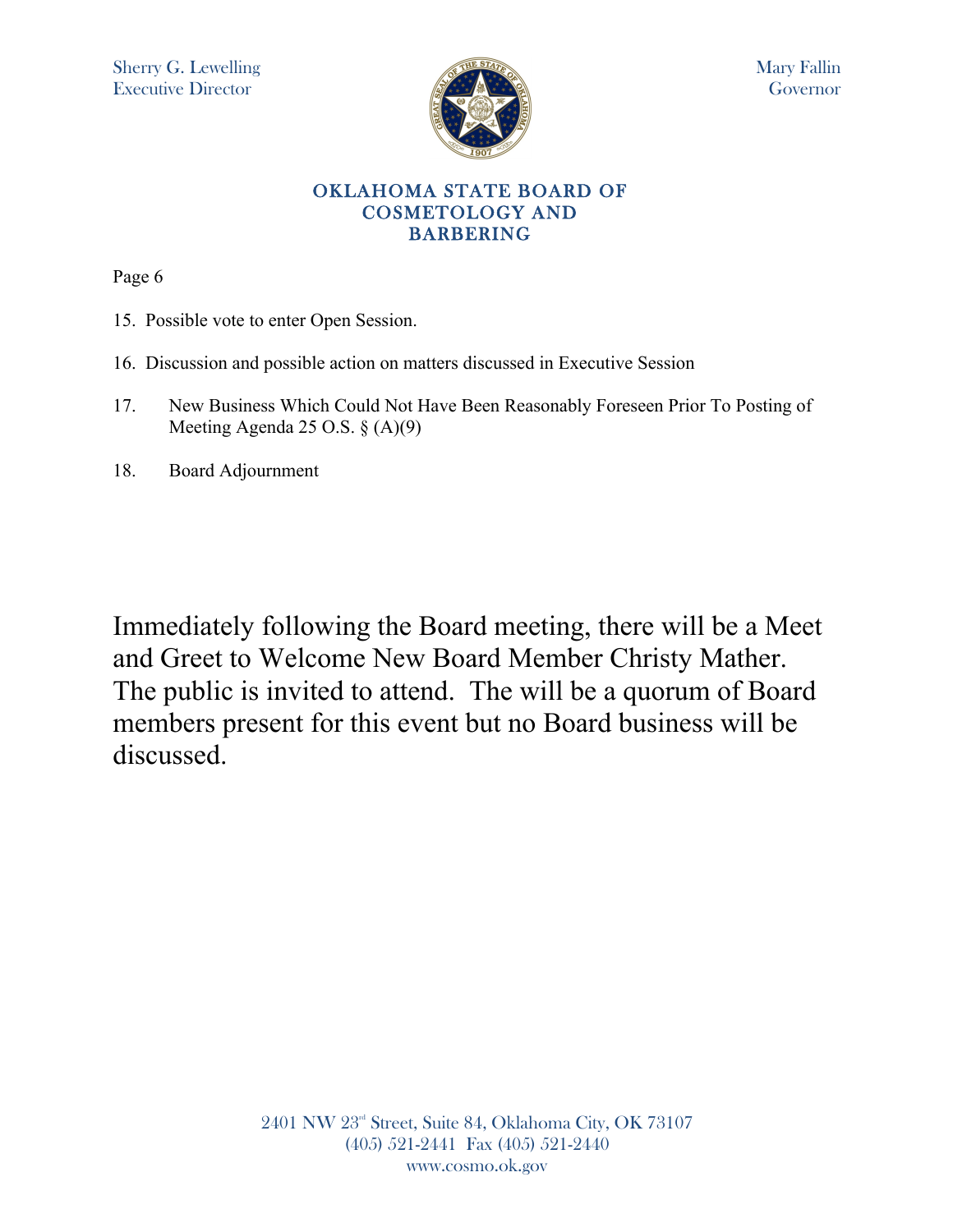Sherry G. Lewelling
Executive Director

Mary Fallin
Governor

**OKLAHOMA STATE BOARD OF COSMETOLOGY AND BARBERING**

Page 6

15. Possible vote to enter Open Session.

16. Discussion and possible action on matters discussed in Executive Session

17. New Business Which Could Not Have Been Reasonably Foreseen Prior To Posting of Meeting Agenda 25 O.S. § (A)(9)

18. Board Adjournment

Immediately following the Board meeting, there will be a Meet and Greet to Welcome New Board Member Christy Mather. The public is invited to attend. The will be a quorum of Board members present for this event but no Board business will be discussed.

2401 NW 23rd Street, Suite 84, Oklahoma City, OK 73107
(405) 521-2441 Fax (405) 521-2440
www.cosmo.ok.gov